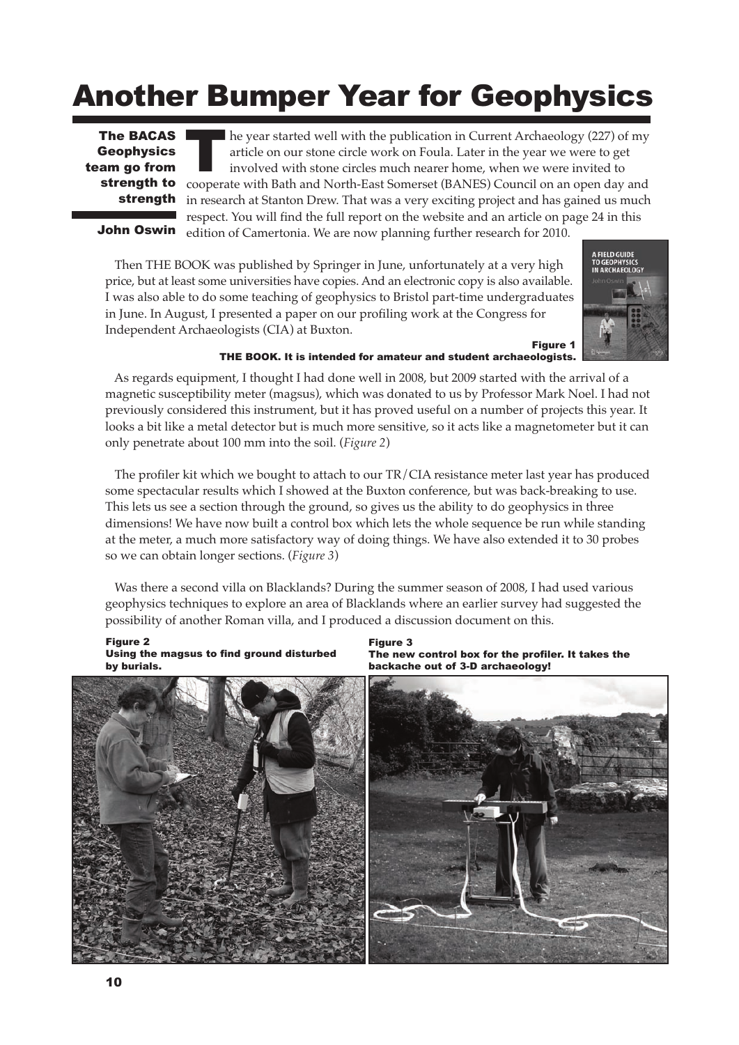# Another Bumper Year for Geophysics

**The BACAS Geophysics team go from strength to strength**

**John Oswin**

The year started well with the publication in Current Archaeology (227) of my article on our stone circle work on Foula. Later in the year we were to get involved with stone circles much nearer home, when we were invited to cooperate with Bath and North-East Somerset (BANES) Council on an open day and in research at Stanton Drew. That was a very exciting project and has gained us much respect. You will find the full report on the website and an article on page 24 in this edition of Camertonia. We are now planning further research for 2010.

Then THE BOOK was published by Springer in June, unfortunately at a very high price, but at least some universities have copies. And an electronic copy is also available. I was also able to do some teaching of geophysics to Bristol part-time undergraduates in June. In August, I presented a paper on our profiling work at the Congress for Independent Archaeologists (CIA) at Buxton.

**Figure 1**
**THE BOOK. It is intended for amateur and student archaeologists.**

As regards equipment, I thought I had done well in 2008, but 2009 started with the arrival of a magnetic susceptibility meter (magsus), which was donated to us by Professor Mark Noel. I had not previously considered this instrument, but it has proved useful on a number of projects this year. It looks a bit like a metal detector but is much more sensitive, so it acts like a magnetometer but it can only penetrate about 100 mm into the soil. (*Figure 2*)

The profiler kit which we bought to attach to our TR/CIA resistance meter last year has produced some spectacular results which I showed at the Buxton conference, but was back-breaking to use. This lets us see a section through the ground, so gives us the ability to do geophysics in three dimensions! We have now built a control box which lets the whole sequence be run while standing at the meter, a much more satisfactory way of doing things. We have also extended it to 30 probes so we can obtain longer sections. (*Figure 3*)

Was there a second villa on Blacklands? During the summer season of 2008, I had used various geophysics techniques to explore an area of Blacklands where an earlier survey had suggested the possibility of another Roman villa, and I produced a discussion document on this.

**Figure 2**
**Using the magsus to find ground disturbed by burials.**

**Figure 3**
**The new control box for the profiler. It takes the backache out of 3-D archaeology!**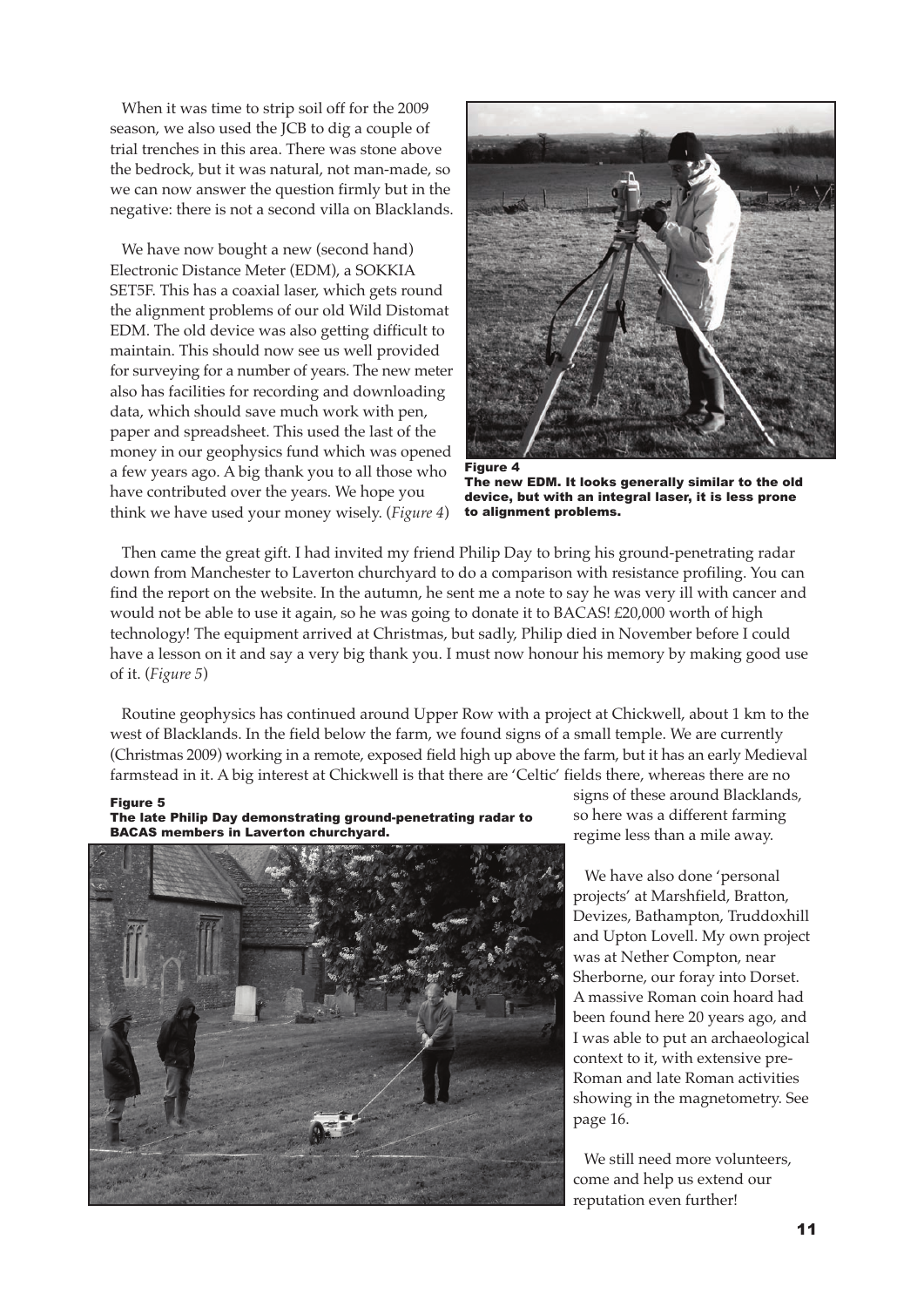When it was time to strip soil off for the 2009 season, we also used the JCB to dig a couple of trial trenches in this area. There was stone above the bedrock, but it was natural, not man-made, so we can now answer the question firmly but in the negative: there is not a second villa on Blacklands.

We have now bought a new (second hand) Electronic Distance Meter (EDM), a SOKKIA SET5F. This has a coaxial laser, which gets round the alignment problems of our old Wild Distomat EDM. The old device was also getting difficult to maintain. This should now see us well provided for surveying for a number of years. The new meter also has facilities for recording and downloading data, which should save much work with pen, paper and spreadsheet. This used the last of the money in our geophysics fund which was opened a few years ago. A big thank you to all those who have contributed over the years. We hope you think we have used your money wisely. (*Figure 4*)

**Figure 4**
**The new EDM. It looks generally similar to the old device, but with an integral laser, it is less prone to alignment problems.**

Then came the great gift. I had invited my friend Philip Day to bring his ground-penetrating radar down from Manchester to Laverton churchyard to do a comparison with resistance profiling. You can find the report on the website. In the autumn, he sent me a note to say he was very ill with cancer and would not be able to use it again, so he was going to donate it to BACAS! £20,000 worth of high technology! The equipment arrived at Christmas, but sadly, Philip died in November before I could have a lesson on it and say a very big thank you. I must now honour his memory by making good use of it. (*Figure 5*)

Routine geophysics has continued around Upper Row with a project at Chickwell, about 1 km to the west of Blacklands. In the field below the farm, we found signs of a small temple. We are currently (Christmas 2009) working in a remote, exposed field high up above the farm, but it has an early Medieval farmstead in it. A big interest at Chickwell is that there are 'Celtic' fields there, whereas there are no signs of these around Blacklands, so here was a different farming regime less than a mile away.

**Figure 5**
**The late Philip Day demonstrating ground-penetrating radar to BACAS members in Laverton churchyard.**

We have also done 'personal projects' at Marshfield, Bratton, Devizes, Bathampton, Truddoxhill and Upton Lovell. My own project was at Nether Compton, near Sherborne, our foray into Dorset. A massive Roman coin hoard had been found here 20 years ago, and I was able to put an archaeological context to it, with extensive pre-Roman and late Roman activities showing in the magnetometry. See page 16.

We still need more volunteers, come and help us extend our reputation even further!